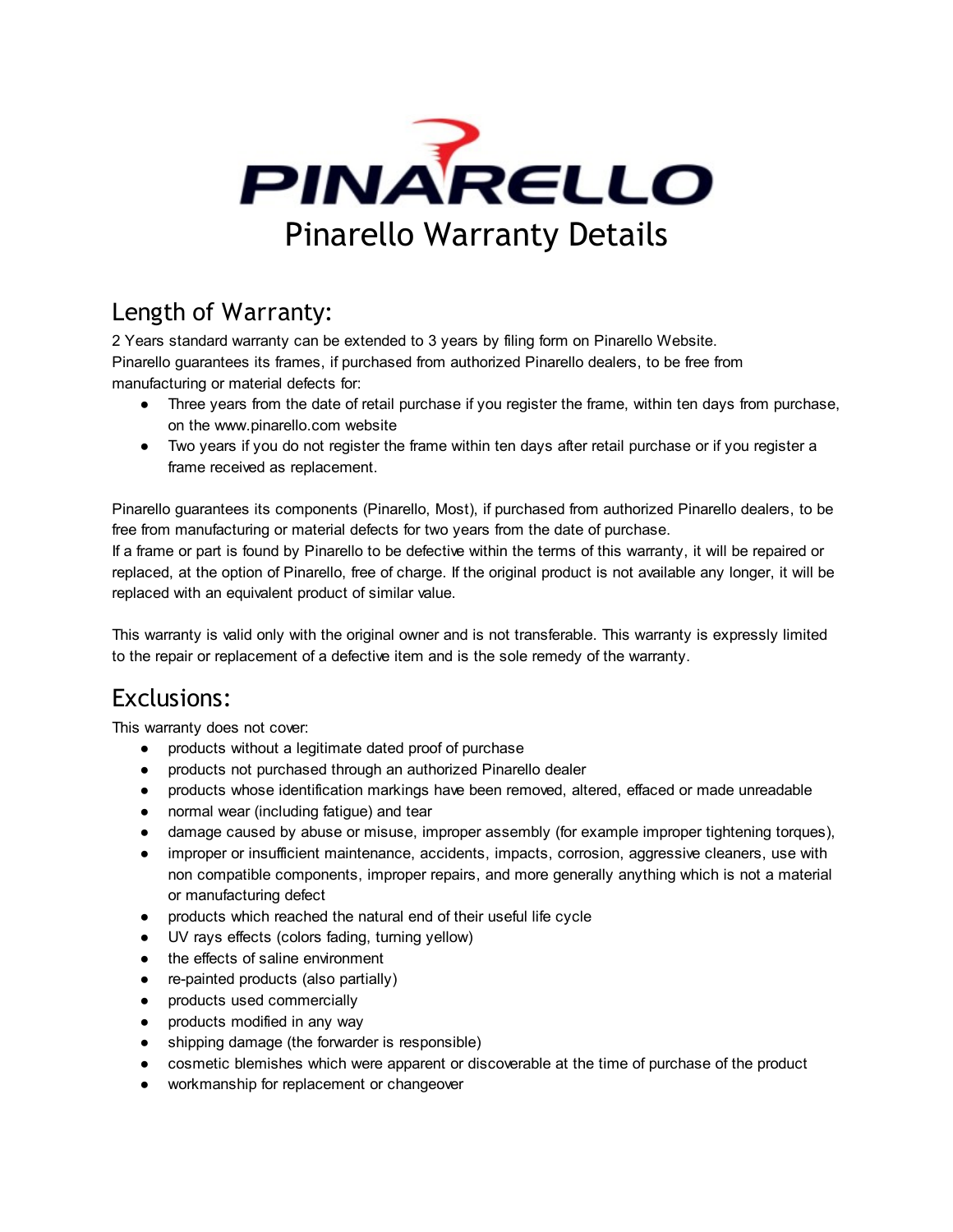# Pinarello Warranty Details

## Length of Warranty:

2 Years standard warranty can be extended to 3 years by filing form on Pinarello Website.
Pinarello guarantees its frames, if purchased from authorized Pinarello dealers, to be free from manufacturing or material defects for:

- Three years from the date of retail purchase if you register the frame, within ten days from purchase, on the www.pinarello.com website
- Two years if you do not register the frame within ten days after retail purchase or if you register a frame received as replacement.

Pinarello guarantees its components (Pinarello, Most), if purchased from authorized Pinarello dealers, to be free from manufacturing or material defects for two years from the date of purchase.
If a frame or part is found by Pinarello to be defective within the terms of this warranty, it will be repaired or replaced, at the option of Pinarello, free of charge. If the original product is not available any longer, it will be replaced with an equivalent product of similar value.

This warranty is valid only with the original owner and is not transferable. This warranty is expressly limited to the repair or replacement of a defective item and is the sole remedy of the warranty.

## Exclusions:

This warranty does not cover:

- products without a legitimate dated proof of purchase
- products not purchased through an authorized Pinarello dealer
- products whose identification markings have been removed, altered, effaced or made unreadable
- normal wear (including fatigue) and tear
- damage caused by abuse or misuse, improper assembly (for example improper tightening torques),
- improper or insufficient maintenance, accidents, impacts, corrosion, aggressive cleaners, use with non compatible components, improper repairs, and more generally anything which is not a material or manufacturing defect
- products which reached the natural end of their useful life cycle
- UV rays effects (colors fading, turning yellow)
- the effects of saline environment
- re-painted products (also partially)
- products used commercially
- products modified in any way
- shipping damage (the forwarder is responsible)
- cosmetic blemishes which were apparent or discoverable at the time of purchase of the product
- workmanship for replacement or changeover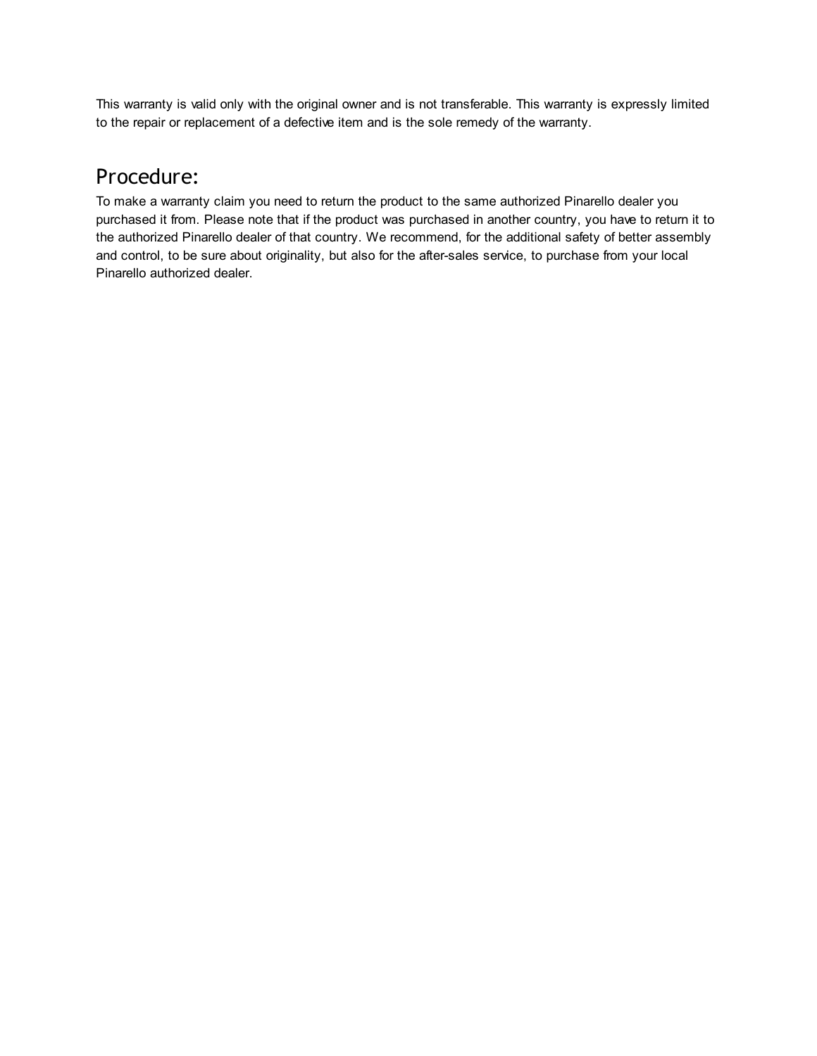This warranty is valid only with the original owner and is not transferable. This warranty is expressly limited to the repair or replacement of a defective item and is the sole remedy of the warranty.

## Procedure:

To make a warranty claim you need to return the product to the same authorized Pinarello dealer you purchased it from. Please note that if the product was purchased in another country, you have to return it to the authorized Pinarello dealer of that country. We recommend, for the additional safety of better assembly and control, to be sure about originality, but also for the after-sales service, to purchase from your local Pinarello authorized dealer.